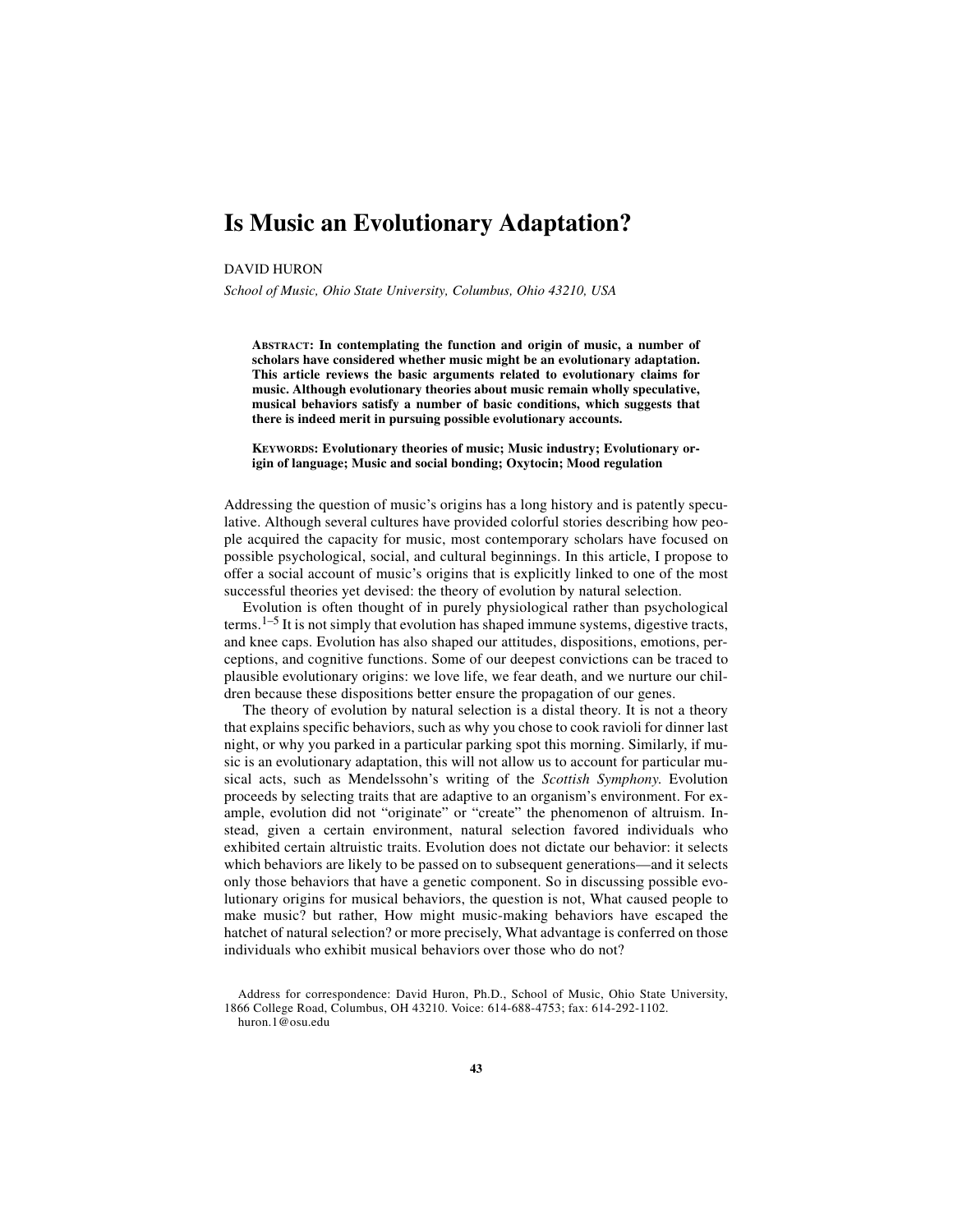# Is Music an Evolutionary Adaptation?

DAVID HURON

*School of Music, Ohio State University, Columbus, Ohio 43210, USA*

**ABSTRACT: In contemplating the function and origin of music, a number of scholars have considered whether music might be an evolutionary adaptation. This article reviews the basic arguments related to evolutionary claims for music. Although evolutionary theories about music remain wholly speculative, musical behaviors satisfy a number of basic conditions, which suggests that there is indeed merit in pursuing possible evolutionary accounts.**

**KEYWORDS: Evolutionary theories of music; Music industry; Evolutionary origin of language; Music and social bonding; Oxytocin; Mood regulation**

Addressing the question of music's origins has a long history and is patently speculative. Although several cultures have provided colorful stories describing how people acquired the capacity for music, most contemporary scholars have focused on possible psychological, social, and cultural beginnings. In this article, I propose to offer a social account of music's origins that is explicitly linked to one of the most successful theories yet devised: the theory of evolution by natural selection.

Evolution is often thought of in purely physiological rather than psychological terms.[1–5] It is not simply that evolution has shaped immune systems, digestive tracts, and knee caps. Evolution has also shaped our attitudes, dispositions, emotions, perceptions, and cognitive functions. Some of our deepest convictions can be traced to plausible evolutionary origins: we love life, we fear death, and we nurture our children because these dispositions better ensure the propagation of our genes.

The theory of evolution by natural selection is a distal theory. It is not a theory that explains specific behaviors, such as why you chose to cook ravioli for dinner last night, or why you parked in a particular parking spot this morning. Similarly, if music is an evolutionary adaptation, this will not allow us to account for particular musical acts, such as Mendelssohn's writing of the *Scottish Symphony.* Evolution proceeds by selecting traits that are adaptive to an organism's environment. For example, evolution did not "originate" or "create" the phenomenon of altruism. Instead, given a certain environment, natural selection favored individuals who exhibited certain altruistic traits. Evolution does not dictate our behavior: it selects which behaviors are likely to be passed on to subsequent generations—and it selects only those behaviors that have a genetic component. So in discussing possible evolutionary origins for musical behaviors, the question is not, What caused people to make music? but rather, How might music-making behaviors have escaped the hatchet of natural selection? or more precisely, What advantage is conferred on those individuals who exhibit musical behaviors over those who do not?

Address for correspondence: David Huron, Ph.D., School of Music, Ohio State University, 1866 College Road, Columbus, OH 43210. Voice: 614-688-4753; fax: 614-292-1102. huron.1@osu.edu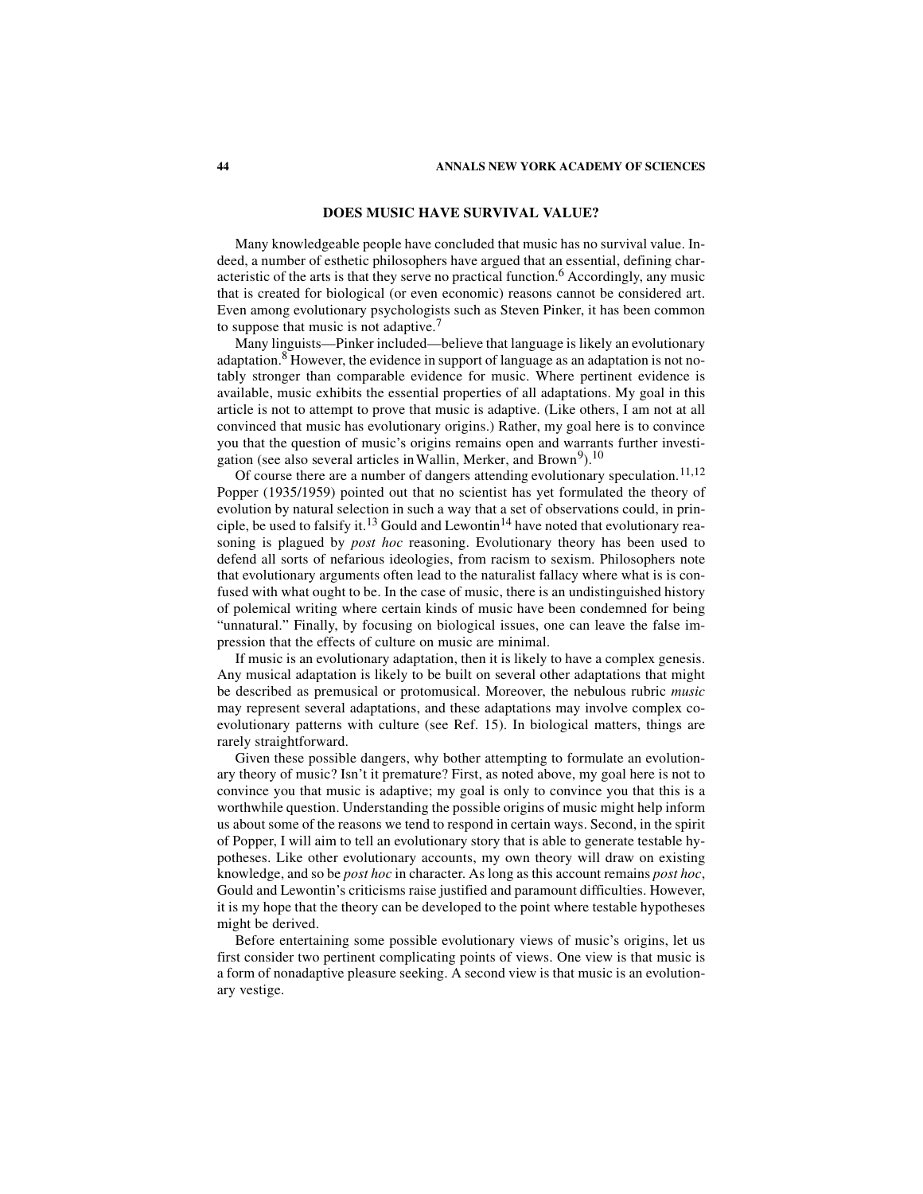## DOES MUSIC HAVE SURVIVAL VALUE?

Many knowledgeable people have concluded that music has no survival value. Indeed, a number of esthetic philosophers have argued that an essential, defining characteristic of the arts is that they serve no practical function.[6] Accordingly, any music that is created for biological (or even economic) reasons cannot be considered art. Even among evolutionary psychologists such as Steven Pinker, it has been common to suppose that music is not adaptive.[7]

Many linguists—Pinker included—believe that language is likely an evolutionary adaptation.[8] However, the evidence in support of language as an adaptation is not notably stronger than comparable evidence for music. Where pertinent evidence is available, music exhibits the essential properties of all adaptations. My goal in this article is not to attempt to prove that music is adaptive. (Like others, I am not at all convinced that music has evolutionary origins.) Rather, my goal here is to convince you that the question of music's origins remains open and warrants further investigation (see also several articles in Wallin, Merker, and Brown[9]).[10]

Of course there are a number of dangers attending evolutionary speculation.[11,12] Popper (1935/1959) pointed out that no scientist has yet formulated the theory of evolution by natural selection in such a way that a set of observations could, in principle, be used to falsify it.[13] Gould and Lewontin[14] have noted that evolutionary reasoning is plagued by *post hoc* reasoning. Evolutionary theory has been used to defend all sorts of nefarious ideologies, from racism to sexism. Philosophers note that evolutionary arguments often lead to the naturalist fallacy where what is is confused with what ought to be. In the case of music, there is an undistinguished history of polemical writing where certain kinds of music have been condemned for being "unnatural." Finally, by focusing on biological issues, one can leave the false impression that the effects of culture on music are minimal.

If music is an evolutionary adaptation, then it is likely to have a complex genesis. Any musical adaptation is likely to be built on several other adaptations that might be described as premusical or protomusical. Moreover, the nebulous rubric *music* may represent several adaptations, and these adaptations may involve complex coevolutionary patterns with culture (see Ref. 15). In biological matters, things are rarely straightforward.

Given these possible dangers, why bother attempting to formulate an evolutionary theory of music? Isn't it premature? First, as noted above, my goal here is not to convince you that music is adaptive; my goal is only to convince you that this is a worthwhile question. Understanding the possible origins of music might help inform us about some of the reasons we tend to respond in certain ways. Second, in the spirit of Popper, I will aim to tell an evolutionary story that is able to generate testable hypotheses. Like other evolutionary accounts, my own theory will draw on existing knowledge, and so be *post hoc* in character. As long as this account remains *post hoc*, Gould and Lewontin's criticisms raise justified and paramount difficulties. However, it is my hope that the theory can be developed to the point where testable hypotheses might be derived.

Before entertaining some possible evolutionary views of music's origins, let us first consider two pertinent complicating points of views. One view is that music is a form of nonadaptive pleasure seeking. A second view is that music is an evolutionary vestige.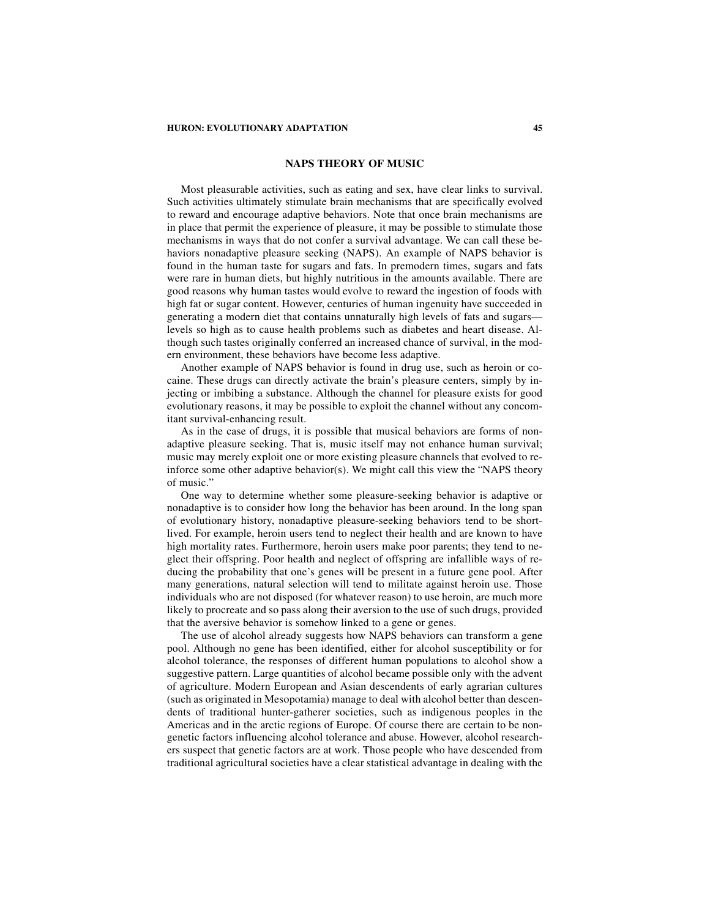## NAPS THEORY OF MUSIC

Most pleasurable activities, such as eating and sex, have clear links to survival. Such activities ultimately stimulate brain mechanisms that are specifically evolved to reward and encourage adaptive behaviors. Note that once brain mechanisms are in place that permit the experience of pleasure, it may be possible to stimulate those mechanisms in ways that do not confer a survival advantage. We can call these behaviors nonadaptive pleasure seeking (NAPS). An example of NAPS behavior is found in the human taste for sugars and fats. In premodern times, sugars and fats were rare in human diets, but highly nutritious in the amounts available. There are good reasons why human tastes would evolve to reward the ingestion of foods with high fat or sugar content. However, centuries of human ingenuity have succeeded in generating a modern diet that contains unnaturally high levels of fats and sugars—levels so high as to cause health problems such as diabetes and heart disease. Although such tastes originally conferred an increased chance of survival, in the modern environment, these behaviors have become less adaptive.

Another example of NAPS behavior is found in drug use, such as heroin or cocaine. These drugs can directly activate the brain's pleasure centers, simply by injecting or imbibing a substance. Although the channel for pleasure exists for good evolutionary reasons, it may be possible to exploit the channel without any concomitant survival-enhancing result.

As in the case of drugs, it is possible that musical behaviors are forms of nonadaptive pleasure seeking. That is, music itself may not enhance human survival; music may merely exploit one or more existing pleasure channels that evolved to reinforce some other adaptive behavior(s). We might call this view the "NAPS theory of music."

One way to determine whether some pleasure-seeking behavior is adaptive or nonadaptive is to consider how long the behavior has been around. In the long span of evolutionary history, nonadaptive pleasure-seeking behaviors tend to be short-lived. For example, heroin users tend to neglect their health and are known to have high mortality rates. Furthermore, heroin users make poor parents; they tend to neglect their offspring. Poor health and neglect of offspring are infallible ways of reducing the probability that one's genes will be present in a future gene pool. After many generations, natural selection will tend to militate against heroin use. Those individuals who are not disposed (for whatever reason) to use heroin, are much more likely to procreate and so pass along their aversion to the use of such drugs, provided that the aversive behavior is somehow linked to a gene or genes.

The use of alcohol already suggests how NAPS behaviors can transform a gene pool. Although no gene has been identified, either for alcohol susceptibility or for alcohol tolerance, the responses of different human populations to alcohol show a suggestive pattern. Large quantities of alcohol became possible only with the advent of agriculture. Modern European and Asian descendents of early agrarian cultures (such as originated in Mesopotamia) manage to deal with alcohol better than descendents of traditional hunter-gatherer societies, such as indigenous peoples in the Americas and in the arctic regions of Europe. Of course there are certain to be nongenetic factors influencing alcohol tolerance and abuse. However, alcohol researchers suspect that genetic factors are at work. Those people who have descended from traditional agricultural societies have a clear statistical advantage in dealing with the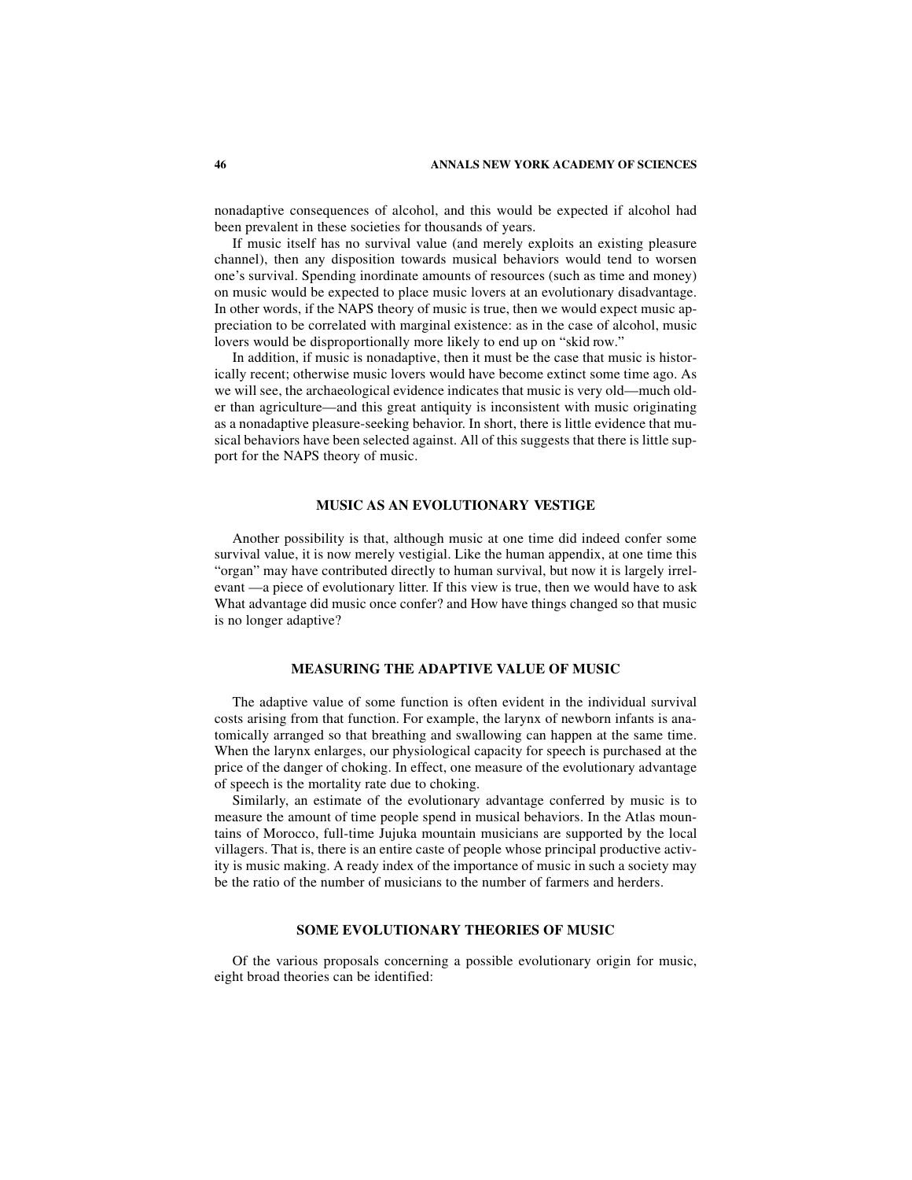nonadaptive consequences of alcohol, and this would be expected if alcohol had been prevalent in these societies for thousands of years.

If music itself has no survival value (and merely exploits an existing pleasure channel), then any disposition towards musical behaviors would tend to worsen one's survival. Spending inordinate amounts of resources (such as time and money) on music would be expected to place music lovers at an evolutionary disadvantage. In other words, if the NAPS theory of music is true, then we would expect music appreciation to be correlated with marginal existence: as in the case of alcohol, music lovers would be disproportionally more likely to end up on "skid row."

In addition, if music is nonadaptive, then it must be the case that music is historically recent; otherwise music lovers would have become extinct some time ago. As we will see, the archaeological evidence indicates that music is very old—much older than agriculture—and this great antiquity is inconsistent with music originating as a nonadaptive pleasure-seeking behavior. In short, there is little evidence that musical behaviors have been selected against. All of this suggests that there is little support for the NAPS theory of music.

## MUSIC AS AN EVOLUTIONARY VESTIGE

Another possibility is that, although music at one time did indeed confer some survival value, it is now merely vestigial. Like the human appendix, at one time this "organ" may have contributed directly to human survival, but now it is largely irrelevant —a piece of evolutionary litter. If this view is true, then we would have to ask What advantage did music once confer? and How have things changed so that music is no longer adaptive?

## MEASURING THE ADAPTIVE VALUE OF MUSIC

The adaptive value of some function is often evident in the individual survival costs arising from that function. For example, the larynx of newborn infants is anatomically arranged so that breathing and swallowing can happen at the same time. When the larynx enlarges, our physiological capacity for speech is purchased at the price of the danger of choking. In effect, one measure of the evolutionary advantage of speech is the mortality rate due to choking.

Similarly, an estimate of the evolutionary advantage conferred by music is to measure the amount of time people spend in musical behaviors. In the Atlas mountains of Morocco, full-time Jujuka mountain musicians are supported by the local villagers. That is, there is an entire caste of people whose principal productive activity is music making. A ready index of the importance of music in such a society may be the ratio of the number of musicians to the number of farmers and herders.

## SOME EVOLUTIONARY THEORIES OF MUSIC

Of the various proposals concerning a possible evolutionary origin for music, eight broad theories can be identified: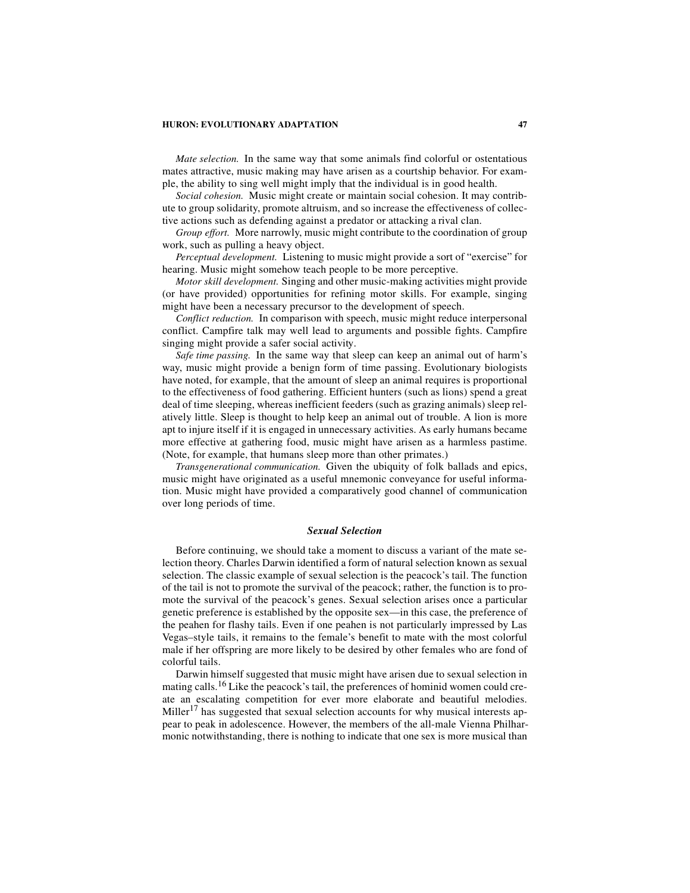*Mate selection.* In the same way that some animals find colorful or ostentatious mates attractive, music making may have arisen as a courtship behavior. For example, the ability to sing well might imply that the individual is in good health.

*Social cohesion.* Music might create or maintain social cohesion. It may contribute to group solidarity, promote altruism, and so increase the effectiveness of collective actions such as defending against a predator or attacking a rival clan.

*Group effort.* More narrowly, music might contribute to the coordination of group work, such as pulling a heavy object.

*Perceptual development.* Listening to music might provide a sort of "exercise" for hearing. Music might somehow teach people to be more perceptive.

*Motor skill development.* Singing and other music-making activities might provide (or have provided) opportunities for refining motor skills. For example, singing might have been a necessary precursor to the development of speech.

*Conflict reduction.* In comparison with speech, music might reduce interpersonal conflict. Campfire talk may well lead to arguments and possible fights. Campfire singing might provide a safer social activity.

*Safe time passing.* In the same way that sleep can keep an animal out of harm's way, music might provide a benign form of time passing. Evolutionary biologists have noted, for example, that the amount of sleep an animal requires is proportional to the effectiveness of food gathering. Efficient hunters (such as lions) spend a great deal of time sleeping, whereas inefficient feeders (such as grazing animals) sleep relatively little. Sleep is thought to help keep an animal out of trouble. A lion is more apt to injure itself if it is engaged in unnecessary activities. As early humans became more effective at gathering food, music might have arisen as a harmless pastime. (Note, for example, that humans sleep more than other primates.)

*Transgenerational communication.* Given the ubiquity of folk ballads and epics, music might have originated as a useful mnemonic conveyance for useful information. Music might have provided a comparatively good channel of communication over long periods of time.

### *Sexual Selection*

Before continuing, we should take a moment to discuss a variant of the mate selection theory. Charles Darwin identified a form of natural selection known as sexual selection. The classic example of sexual selection is the peacock's tail. The function of the tail is not to promote the survival of the peacock; rather, the function is to promote the survival of the peacock's genes. Sexual selection arises once a particular genetic preference is established by the opposite sex—in this case, the preference of the peahen for flashy tails. Even if one peahen is not particularly impressed by Las Vegas–style tails, it remains to the female's benefit to mate with the most colorful male if her offspring are more likely to be desired by other females who are fond of colorful tails.

Darwin himself suggested that music might have arisen due to sexual selection in mating calls.[16] Like the peacock's tail, the preferences of hominid women could create an escalating competition for ever more elaborate and beautiful melodies. Miller[17] has suggested that sexual selection accounts for why musical interests appear to peak in adolescence. However, the members of the all-male Vienna Philharmonic notwithstanding, there is nothing to indicate that one sex is more musical than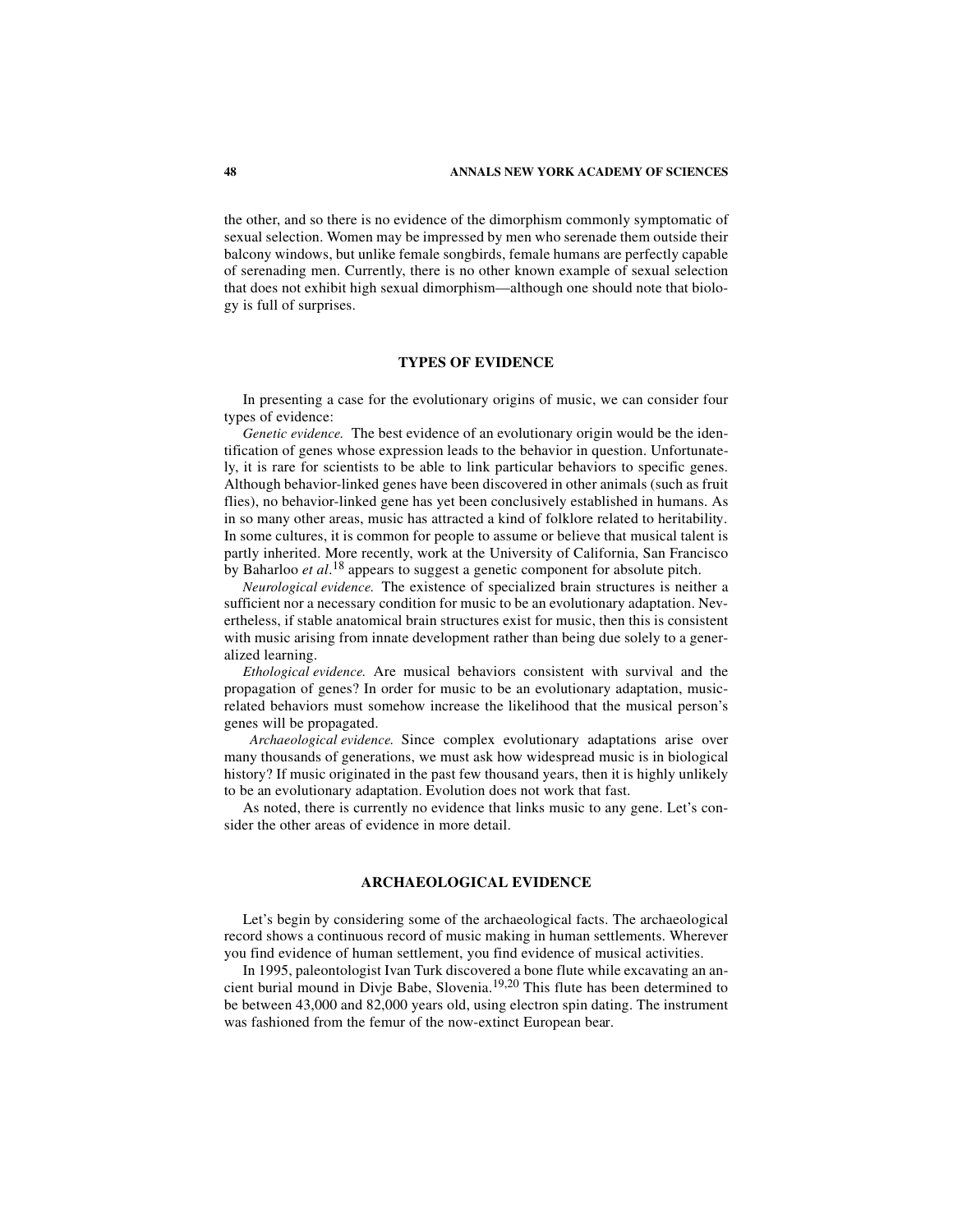the other, and so there is no evidence of the dimorphism commonly symptomatic of sexual selection. Women may be impressed by men who serenade them outside their balcony windows, but unlike female songbirds, female humans are perfectly capable of serenading men. Currently, there is no other known example of sexual selection that does not exhibit high sexual dimorphism—although one should note that biology is full of surprises.

## TYPES OF EVIDENCE

In presenting a case for the evolutionary origins of music, we can consider four types of evidence:

*Genetic evidence.* The best evidence of an evolutionary origin would be the identification of genes whose expression leads to the behavior in question. Unfortunately, it is rare for scientists to be able to link particular behaviors to specific genes. Although behavior-linked genes have been discovered in other animals (such as fruit flies), no behavior-linked gene has yet been conclusively established in humans. As in so many other areas, music has attracted a kind of folklore related to heritability. In some cultures, it is common for people to assume or believe that musical talent is partly inherited. More recently, work at the University of California, San Francisco by Baharloo *et al*.[18] appears to suggest a genetic component for absolute pitch.

*Neurological evidence.* The existence of specialized brain structures is neither a sufficient nor a necessary condition for music to be an evolutionary adaptation. Nevertheless, if stable anatomical brain structures exist for music, then this is consistent with music arising from innate development rather than being due solely to a generalized learning.

*Ethological evidence.* Are musical behaviors consistent with survival and the propagation of genes? In order for music to be an evolutionary adaptation, music-related behaviors must somehow increase the likelihood that the musical person's genes will be propagated.

*Archaeological evidence.* Since complex evolutionary adaptations arise over many thousands of generations, we must ask how widespread music is in biological history? If music originated in the past few thousand years, then it is highly unlikely to be an evolutionary adaptation. Evolution does not work that fast.

As noted, there is currently no evidence that links music to any gene. Let's consider the other areas of evidence in more detail.

## ARCHAEOLOGICAL EVIDENCE

Let's begin by considering some of the archaeological facts. The archaeological record shows a continuous record of music making in human settlements. Wherever you find evidence of human settlement, you find evidence of musical activities.

In 1995, paleontologist Ivan Turk discovered a bone flute while excavating an ancient burial mound in Divje Babe, Slovenia.[19,20] This flute has been determined to be between 43,000 and 82,000 years old, using electron spin dating. The instrument was fashioned from the femur of the now-extinct European bear.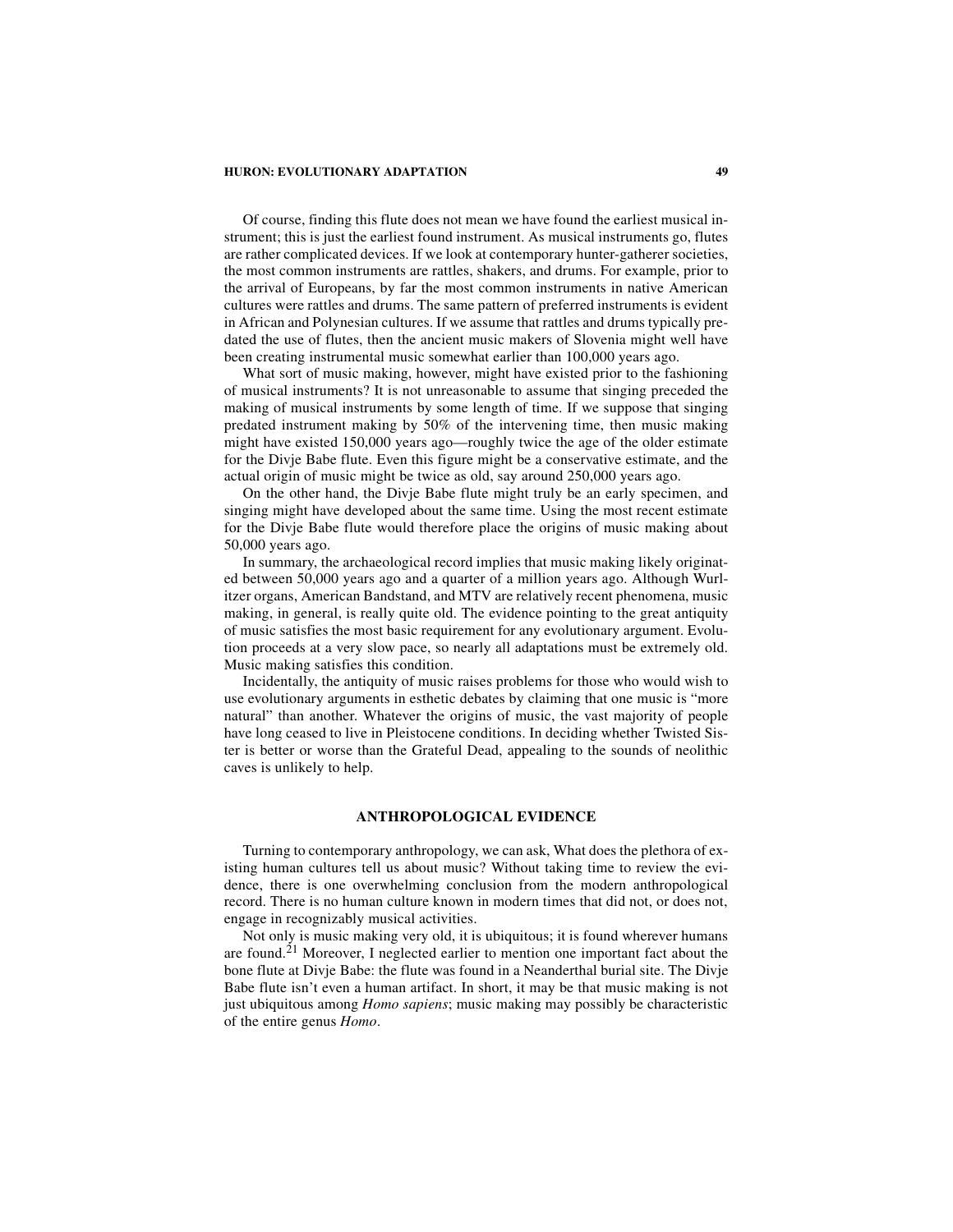Of course, finding this flute does not mean we have found the earliest musical instrument; this is just the earliest found instrument. As musical instruments go, flutes are rather complicated devices. If we look at contemporary hunter-gatherer societies, the most common instruments are rattles, shakers, and drums. For example, prior to the arrival of Europeans, by far the most common instruments in native American cultures were rattles and drums. The same pattern of preferred instruments is evident in African and Polynesian cultures. If we assume that rattles and drums typically predated the use of flutes, then the ancient music makers of Slovenia might well have been creating instrumental music somewhat earlier than 100,000 years ago.

What sort of music making, however, might have existed prior to the fashioning of musical instruments? It is not unreasonable to assume that singing preceded the making of musical instruments by some length of time. If we suppose that singing predated instrument making by 50% of the intervening time, then music making might have existed 150,000 years ago—roughly twice the age of the older estimate for the Divje Babe flute. Even this figure might be a conservative estimate, and the actual origin of music might be twice as old, say around 250,000 years ago.

On the other hand, the Divje Babe flute might truly be an early specimen, and singing might have developed about the same time. Using the most recent estimate for the Divje Babe flute would therefore place the origins of music making about 50,000 years ago.

In summary, the archaeological record implies that music making likely originated between 50,000 years ago and a quarter of a million years ago. Although Wurlitzer organs, American Bandstand, and MTV are relatively recent phenomena, music making, in general, is really quite old. The evidence pointing to the great antiquity of music satisfies the most basic requirement for any evolutionary argument. Evolution proceeds at a very slow pace, so nearly all adaptations must be extremely old. Music making satisfies this condition.

Incidentally, the antiquity of music raises problems for those who would wish to use evolutionary arguments in esthetic debates by claiming that one music is "more natural" than another. Whatever the origins of music, the vast majority of people have long ceased to live in Pleistocene conditions. In deciding whether Twisted Sister is better or worse than the Grateful Dead, appealing to the sounds of neolithic caves is unlikely to help.

## ANTHROPOLOGICAL EVIDENCE

Turning to contemporary anthropology, we can ask, What does the plethora of existing human cultures tell us about music? Without taking time to review the evidence, there is one overwhelming conclusion from the modern anthropological record. There is no human culture known in modern times that did not, or does not, engage in recognizably musical activities.

Not only is music making very old, it is ubiquitous; it is found wherever humans are found.[21] Moreover, I neglected earlier to mention one important fact about the bone flute at Divje Babe: the flute was found in a Neanderthal burial site. The Divje Babe flute isn't even a human artifact. In short, it may be that music making is not just ubiquitous among *Homo sapiens*; music making may possibly be characteristic of the entire genus *Homo*.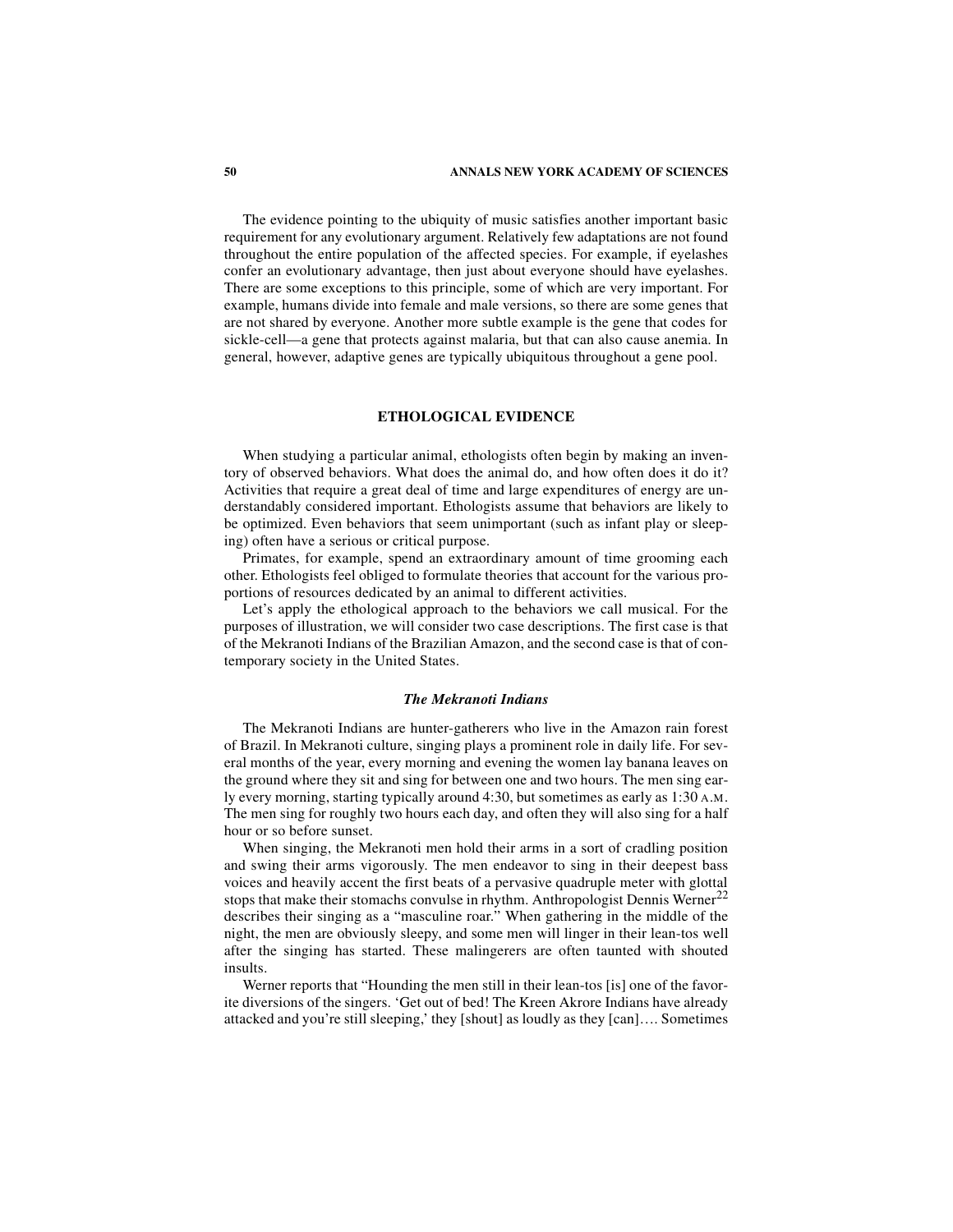The evidence pointing to the ubiquity of music satisfies another important basic requirement for any evolutionary argument. Relatively few adaptations are not found throughout the entire population of the affected species. For example, if eyelashes confer an evolutionary advantage, then just about everyone should have eyelashes. There are some exceptions to this principle, some of which are very important. For example, humans divide into female and male versions, so there are some genes that are not shared by everyone. Another more subtle example is the gene that codes for sickle-cell—a gene that protects against malaria, but that can also cause anemia. In general, however, adaptive genes are typically ubiquitous throughout a gene pool.

## ETHOLOGICAL EVIDENCE

When studying a particular animal, ethologists often begin by making an inventory of observed behaviors. What does the animal do, and how often does it do it? Activities that require a great deal of time and large expenditures of energy are understandably considered important. Ethologists assume that behaviors are likely to be optimized. Even behaviors that seem unimportant (such as infant play or sleeping) often have a serious or critical purpose.

Primates, for example, spend an extraordinary amount of time grooming each other. Ethologists feel obliged to formulate theories that account for the various proportions of resources dedicated by an animal to different activities.

Let's apply the ethological approach to the behaviors we call musical. For the purposes of illustration, we will consider two case descriptions. The first case is that of the Mekranoti Indians of the Brazilian Amazon, and the second case is that of contemporary society in the United States.

### *The Mekranoti Indians*

The Mekranoti Indians are hunter-gatherers who live in the Amazon rain forest of Brazil. In Mekranoti culture, singing plays a prominent role in daily life. For several months of the year, every morning and evening the women lay banana leaves on the ground where they sit and sing for between one and two hours. The men sing early every morning, starting typically around 4:30, but sometimes as early as 1:30 A.M. The men sing for roughly two hours each day, and often they will also sing for a half hour or so before sunset.

When singing, the Mekranoti men hold their arms in a sort of cradling position and swing their arms vigorously. The men endeavor to sing in their deepest bass voices and heavily accent the first beats of a pervasive quadruple meter with glottal stops that make their stomachs convulse in rhythm. Anthropologist Dennis Werner[22] describes their singing as a "masculine roar." When gathering in the middle of the night, the men are obviously sleepy, and some men will linger in their lean-tos well after the singing has started. These malingerers are often taunted with shouted insults.

Werner reports that "Hounding the men still in their lean-tos [is] one of the favorite diversions of the singers. 'Get out of bed! The Kreen Akrore Indians have already attacked and you're still sleeping,' they [shout] as loudly as they [can]…. Sometimes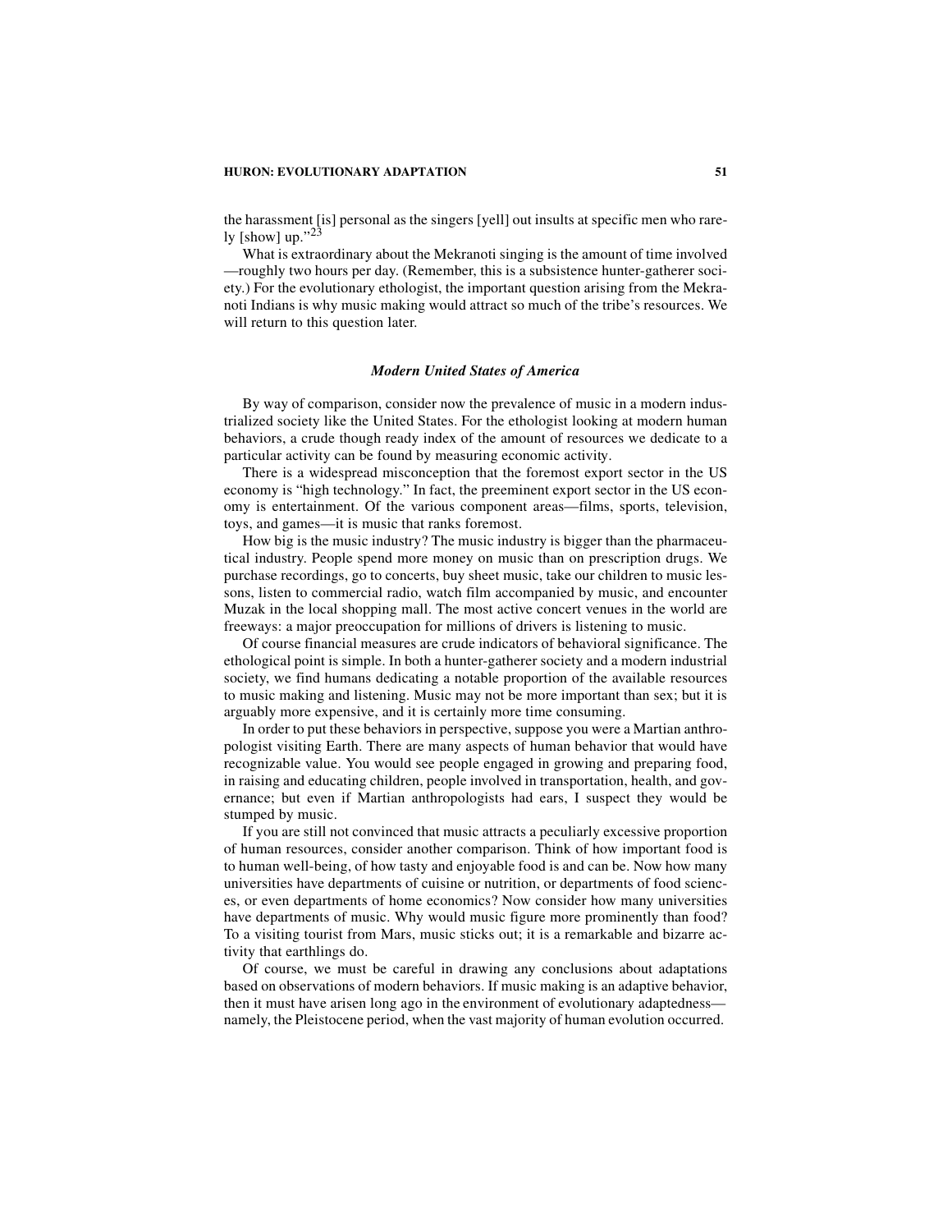the harassment [is] personal as the singers [yell] out insults at specific men who rarely [show] up."[23]

What is extraordinary about the Mekranoti singing is the amount of time involved —roughly two hours per day. (Remember, this is a subsistence hunter-gatherer society.) For the evolutionary ethologist, the important question arising from the Mekranoti Indians is why music making would attract so much of the tribe's resources. We will return to this question later.

### *Modern United States of America*

By way of comparison, consider now the prevalence of music in a modern industrialized society like the United States. For the ethologist looking at modern human behaviors, a crude though ready index of the amount of resources we dedicate to a particular activity can be found by measuring economic activity.

There is a widespread misconception that the foremost export sector in the US economy is "high technology." In fact, the preeminent export sector in the US economy is entertainment. Of the various component areas—films, sports, television, toys, and games—it is music that ranks foremost.

How big is the music industry? The music industry is bigger than the pharmaceutical industry. People spend more money on music than on prescription drugs. We purchase recordings, go to concerts, buy sheet music, take our children to music lessons, listen to commercial radio, watch film accompanied by music, and encounter Muzak in the local shopping mall. The most active concert venues in the world are freeways: a major preoccupation for millions of drivers is listening to music.

Of course financial measures are crude indicators of behavioral significance. The ethological point is simple. In both a hunter-gatherer society and a modern industrial society, we find humans dedicating a notable proportion of the available resources to music making and listening. Music may not be more important than sex; but it is arguably more expensive, and it is certainly more time consuming.

In order to put these behaviors in perspective, suppose you were a Martian anthropologist visiting Earth. There are many aspects of human behavior that would have recognizable value. You would see people engaged in growing and preparing food, in raising and educating children, people involved in transportation, health, and governance; but even if Martian anthropologists had ears, I suspect they would be stumped by music.

If you are still not convinced that music attracts a peculiarly excessive proportion of human resources, consider another comparison. Think of how important food is to human well-being, of how tasty and enjoyable food is and can be. Now how many universities have departments of cuisine or nutrition, or departments of food sciences, or even departments of home economics? Now consider how many universities have departments of music. Why would music figure more prominently than food? To a visiting tourist from Mars, music sticks out; it is a remarkable and bizarre activity that earthlings do.

Of course, we must be careful in drawing any conclusions about adaptations based on observations of modern behaviors. If music making is an adaptive behavior, then it must have arisen long ago in the environment of evolutionary adaptedness—namely, the Pleistocene period, when the vast majority of human evolution occurred.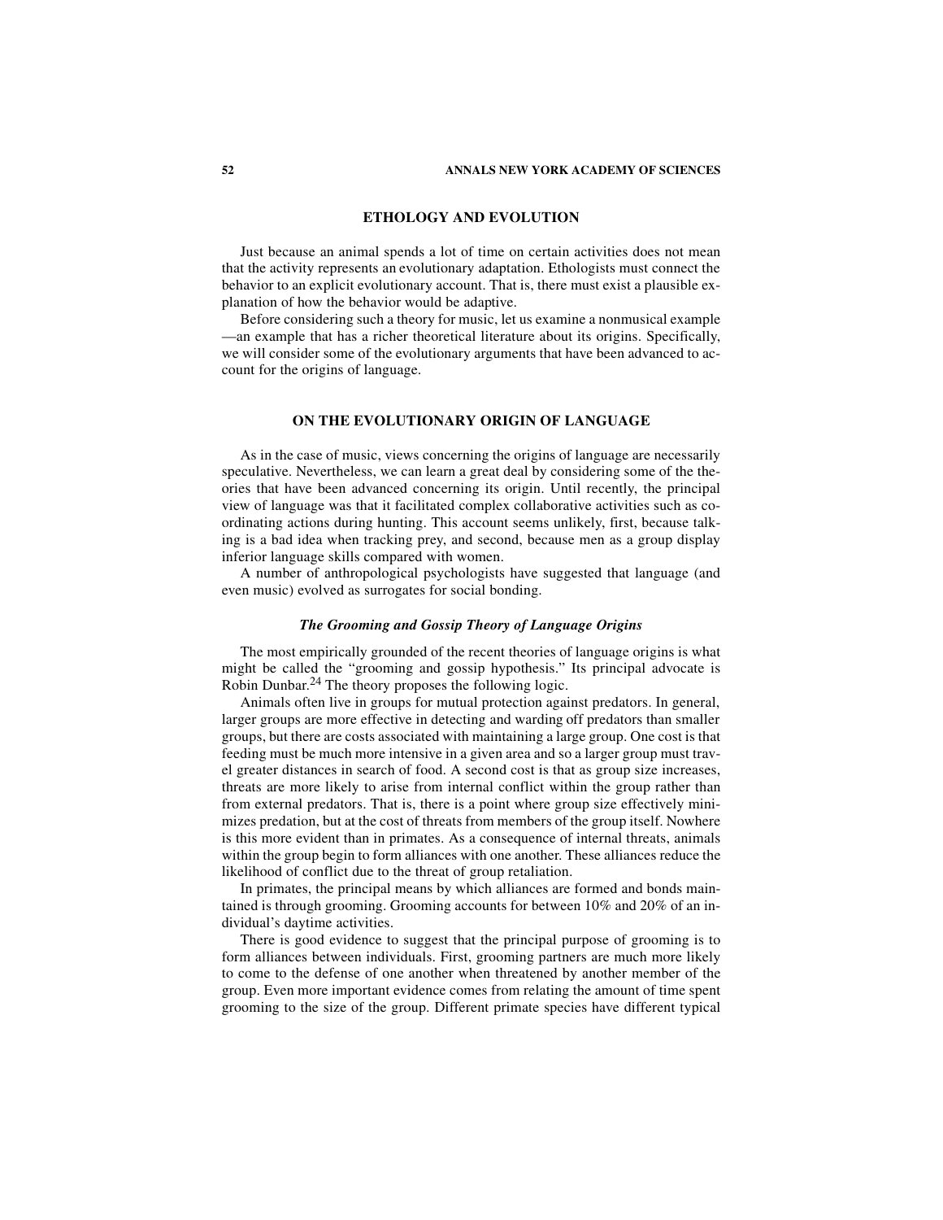## ETHOLOGY AND EVOLUTION

Just because an animal spends a lot of time on certain activities does not mean that the activity represents an evolutionary adaptation. Ethologists must connect the behavior to an explicit evolutionary account. That is, there must exist a plausible explanation of how the behavior would be adaptive.

Before considering such a theory for music, let us examine a nonmusical example —an example that has a richer theoretical literature about its origins. Specifically, we will consider some of the evolutionary arguments that have been advanced to account for the origins of language.

## ON THE EVOLUTIONARY ORIGIN OF LANGUAGE

As in the case of music, views concerning the origins of language are necessarily speculative. Nevertheless, we can learn a great deal by considering some of the theories that have been advanced concerning its origin. Until recently, the principal view of language was that it facilitated complex collaborative activities such as coordinating actions during hunting. This account seems unlikely, first, because talking is a bad idea when tracking prey, and second, because men as a group display inferior language skills compared with women.

A number of anthropological psychologists have suggested that language (and even music) evolved as surrogates for social bonding.

### *The Grooming and Gossip Theory of Language Origins*

The most empirically grounded of the recent theories of language origins is what might be called the "grooming and gossip hypothesis." Its principal advocate is Robin Dunbar.[24] The theory proposes the following logic.

Animals often live in groups for mutual protection against predators. In general, larger groups are more effective in detecting and warding off predators than smaller groups, but there are costs associated with maintaining a large group. One cost is that feeding must be much more intensive in a given area and so a larger group must travel greater distances in search of food. A second cost is that as group size increases, threats are more likely to arise from internal conflict within the group rather than from external predators. That is, there is a point where group size effectively minimizes predation, but at the cost of threats from members of the group itself. Nowhere is this more evident than in primates. As a consequence of internal threats, animals within the group begin to form alliances with one another. These alliances reduce the likelihood of conflict due to the threat of group retaliation.

In primates, the principal means by which alliances are formed and bonds maintained is through grooming. Grooming accounts for between 10% and 20% of an individual's daytime activities.

There is good evidence to suggest that the principal purpose of grooming is to form alliances between individuals. First, grooming partners are much more likely to come to the defense of one another when threatened by another member of the group. Even more important evidence comes from relating the amount of time spent grooming to the size of the group. Different primate species have different typical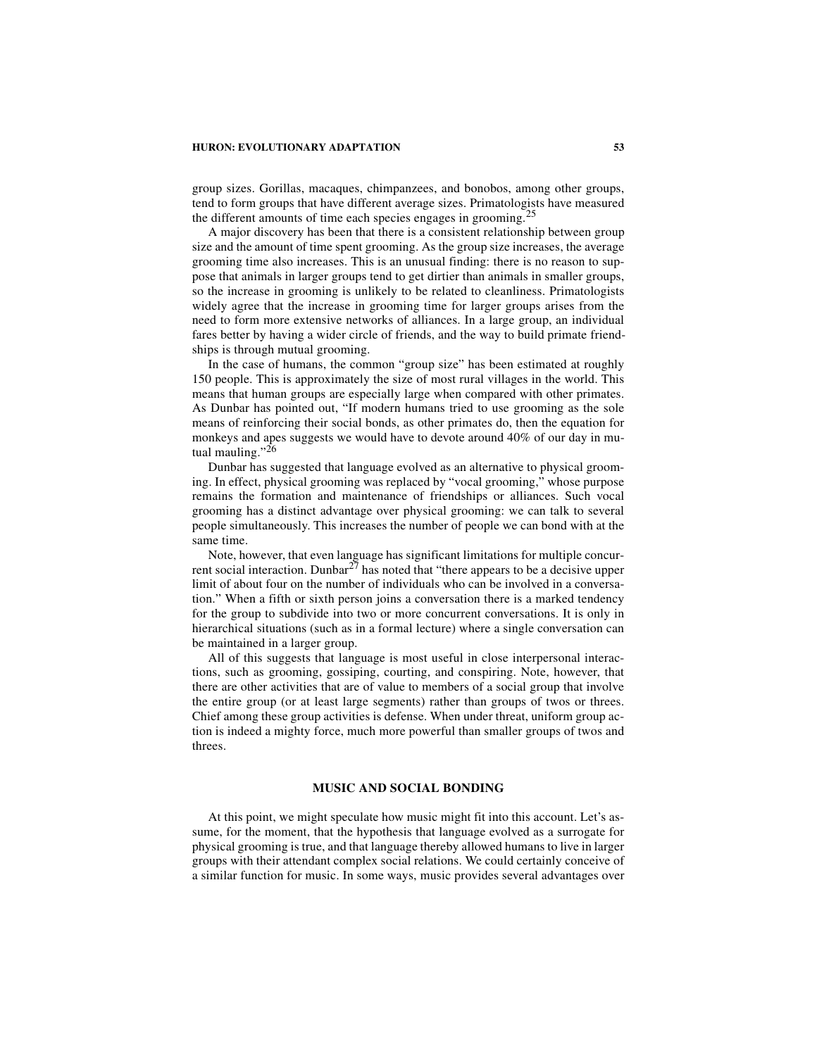group sizes. Gorillas, macaques, chimpanzees, and bonobos, among other groups, tend to form groups that have different average sizes. Primatologists have measured the different amounts of time each species engages in grooming.[25]

A major discovery has been that there is a consistent relationship between group size and the amount of time spent grooming. As the group size increases, the average grooming time also increases. This is an unusual finding: there is no reason to suppose that animals in larger groups tend to get dirtier than animals in smaller groups, so the increase in grooming is unlikely to be related to cleanliness. Primatologists widely agree that the increase in grooming time for larger groups arises from the need to form more extensive networks of alliances. In a large group, an individual fares better by having a wider circle of friends, and the way to build primate friendships is through mutual grooming.

In the case of humans, the common "group size" has been estimated at roughly 150 people. This is approximately the size of most rural villages in the world. This means that human groups are especially large when compared with other primates. As Dunbar has pointed out, "If modern humans tried to use grooming as the sole means of reinforcing their social bonds, as other primates do, then the equation for monkeys and apes suggests we would have to devote around 40% of our day in mutual mauling."[26]

Dunbar has suggested that language evolved as an alternative to physical grooming. In effect, physical grooming was replaced by "vocal grooming," whose purpose remains the formation and maintenance of friendships or alliances. Such vocal grooming has a distinct advantage over physical grooming: we can talk to several people simultaneously. This increases the number of people we can bond with at the same time.

Note, however, that even language has significant limitations for multiple concurrent social interaction. Dunbar[27] has noted that "there appears to be a decisive upper limit of about four on the number of individuals who can be involved in a conversation." When a fifth or sixth person joins a conversation there is a marked tendency for the group to subdivide into two or more concurrent conversations. It is only in hierarchical situations (such as in a formal lecture) where a single conversation can be maintained in a larger group.

All of this suggests that language is most useful in close interpersonal interactions, such as grooming, gossiping, courting, and conspiring. Note, however, that there are other activities that are of value to members of a social group that involve the entire group (or at least large segments) rather than groups of twos or threes. Chief among these group activities is defense. When under threat, uniform group action is indeed a mighty force, much more powerful than smaller groups of twos and threes.

## MUSIC AND SOCIAL BONDING

At this point, we might speculate how music might fit into this account. Let's assume, for the moment, that the hypothesis that language evolved as a surrogate for physical grooming is true, and that language thereby allowed humans to live in larger groups with their attendant complex social relations. We could certainly conceive of a similar function for music. In some ways, music provides several advantages over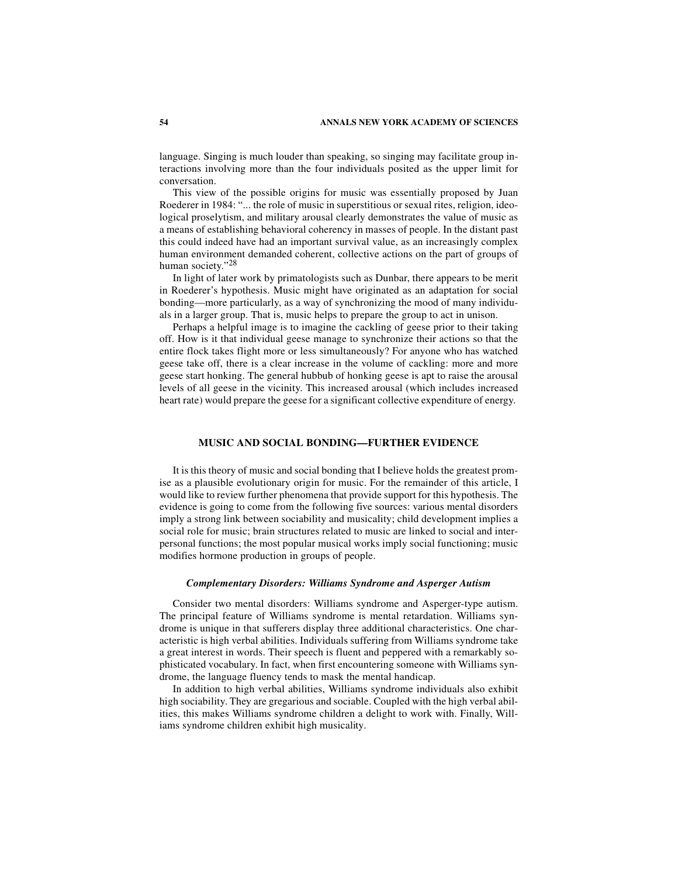language. Singing is much louder than speaking, so singing may facilitate group interactions involving more than the four individuals posited as the upper limit for conversation.

This view of the possible origins for music was essentially proposed by Juan Roederer in 1984: "... the role of music in superstitious or sexual rites, religion, ideological proselytism, and military arousal clearly demonstrates the value of music as a means of establishing behavioral coherency in masses of people. In the distant past this could indeed have had an important survival value, as an increasingly complex human environment demanded coherent, collective actions on the part of groups of human society."[28]

In light of later work by primatologists such as Dunbar, there appears to be merit in Roederer's hypothesis. Music might have originated as an adaptation for social bonding—more particularly, as a way of synchronizing the mood of many individuals in a larger group. That is, music helps to prepare the group to act in unison.

Perhaps a helpful image is to imagine the cackling of geese prior to their taking off. How is it that individual geese manage to synchronize their actions so that the entire flock takes flight more or less simultaneously? For anyone who has watched geese take off, there is a clear increase in the volume of cackling: more and more geese start honking. The general hubbub of honking geese is apt to raise the arousal levels of all geese in the vicinity. This increased arousal (which includes increased heart rate) would prepare the geese for a significant collective expenditure of energy.

## MUSIC AND SOCIAL BONDING—FURTHER EVIDENCE

It is this theory of music and social bonding that I believe holds the greatest promise as a plausible evolutionary origin for music. For the remainder of this article, I would like to review further phenomena that provide support for this hypothesis. The evidence is going to come from the following five sources: various mental disorders imply a strong link between sociability and musicality; child development implies a social role for music; brain structures related to music are linked to social and interpersonal functions; the most popular musical works imply social functioning; music modifies hormone production in groups of people.

### *Complementary Disorders: Williams Syndrome and Asperger Autism*

Consider two mental disorders: Williams syndrome and Asperger-type autism. The principal feature of Williams syndrome is mental retardation. Williams syndrome is unique in that sufferers display three additional characteristics. One characteristic is high verbal abilities. Individuals suffering from Williams syndrome take a great interest in words. Their speech is fluent and peppered with a remarkably sophisticated vocabulary. In fact, when first encountering someone with Williams syndrome, the language fluency tends to mask the mental handicap.

In addition to high verbal abilities, Williams syndrome individuals also exhibit high sociability. They are gregarious and sociable. Coupled with the high verbal abilities, this makes Williams syndrome children a delight to work with. Finally, Williams syndrome children exhibit high musicality.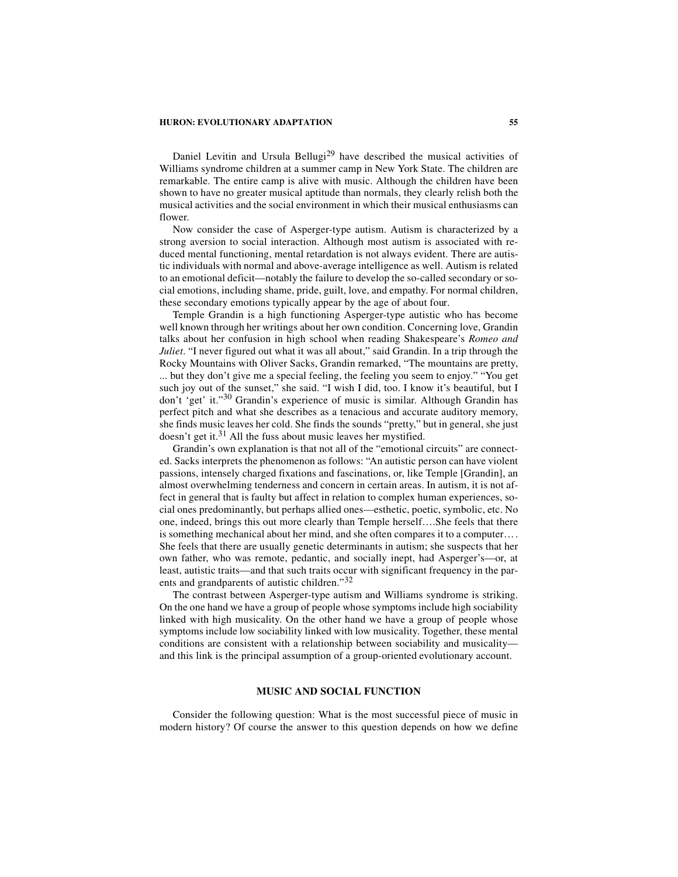Daniel Levitin and Ursula Bellugi[29] have described the musical activities of Williams syndrome children at a summer camp in New York State. The children are remarkable. The entire camp is alive with music. Although the children have been shown to have no greater musical aptitude than normals, they clearly relish both the musical activities and the social environment in which their musical enthusiasms can flower.

Now consider the case of Asperger-type autism. Autism is characterized by a strong aversion to social interaction. Although most autism is associated with reduced mental functioning, mental retardation is not always evident. There are autistic individuals with normal and above-average intelligence as well. Autism is related to an emotional deficit—notably the failure to develop the so-called secondary or social emotions, including shame, pride, guilt, love, and empathy. For normal children, these secondary emotions typically appear by the age of about four.

Temple Grandin is a high functioning Asperger-type autistic who has become well known through her writings about her own condition. Concerning love, Grandin talks about her confusion in high school when reading Shakespeare's *Romeo and Juliet*. "I never figured out what it was all about," said Grandin. In a trip through the Rocky Mountains with Oliver Sacks, Grandin remarked, "The mountains are pretty, ... but they don't give me a special feeling, the feeling you seem to enjoy." "You get such joy out of the sunset," she said. "I wish I did, too. I know it's beautiful, but I don't 'get' it."[30] Grandin's experience of music is similar. Although Grandin has perfect pitch and what she describes as a tenacious and accurate auditory memory, she finds music leaves her cold. She finds the sounds "pretty," but in general, she just doesn't get it.[31] All the fuss about music leaves her mystified.

Grandin's own explanation is that not all of the "emotional circuits" are connected. Sacks interprets the phenomenon as follows: "An autistic person can have violent passions, intensely charged fixations and fascinations, or, like Temple [Grandin], an almost overwhelming tenderness and concern in certain areas. In autism, it is not affect in general that is faulty but affect in relation to complex human experiences, social ones predominantly, but perhaps allied ones—esthetic, poetic, symbolic, etc. No one, indeed, brings this out more clearly than Temple herself….She feels that there is something mechanical about her mind, and she often compares it to a computer…. She feels that there are usually genetic determinants in autism; she suspects that her own father, who was remote, pedantic, and socially inept, had Asperger's—or, at least, autistic traits—and that such traits occur with significant frequency in the parents and grandparents of autistic children."[32]

The contrast between Asperger-type autism and Williams syndrome is striking. On the one hand we have a group of people whose symptoms include high sociability linked with high musicality. On the other hand we have a group of people whose symptoms include low sociability linked with low musicality. Together, these mental conditions are consistent with a relationship between sociability and musicality—and this link is the principal assumption of a group-oriented evolutionary account.

## MUSIC AND SOCIAL FUNCTION

Consider the following question: What is the most successful piece of music in modern history? Of course the answer to this question depends on how we define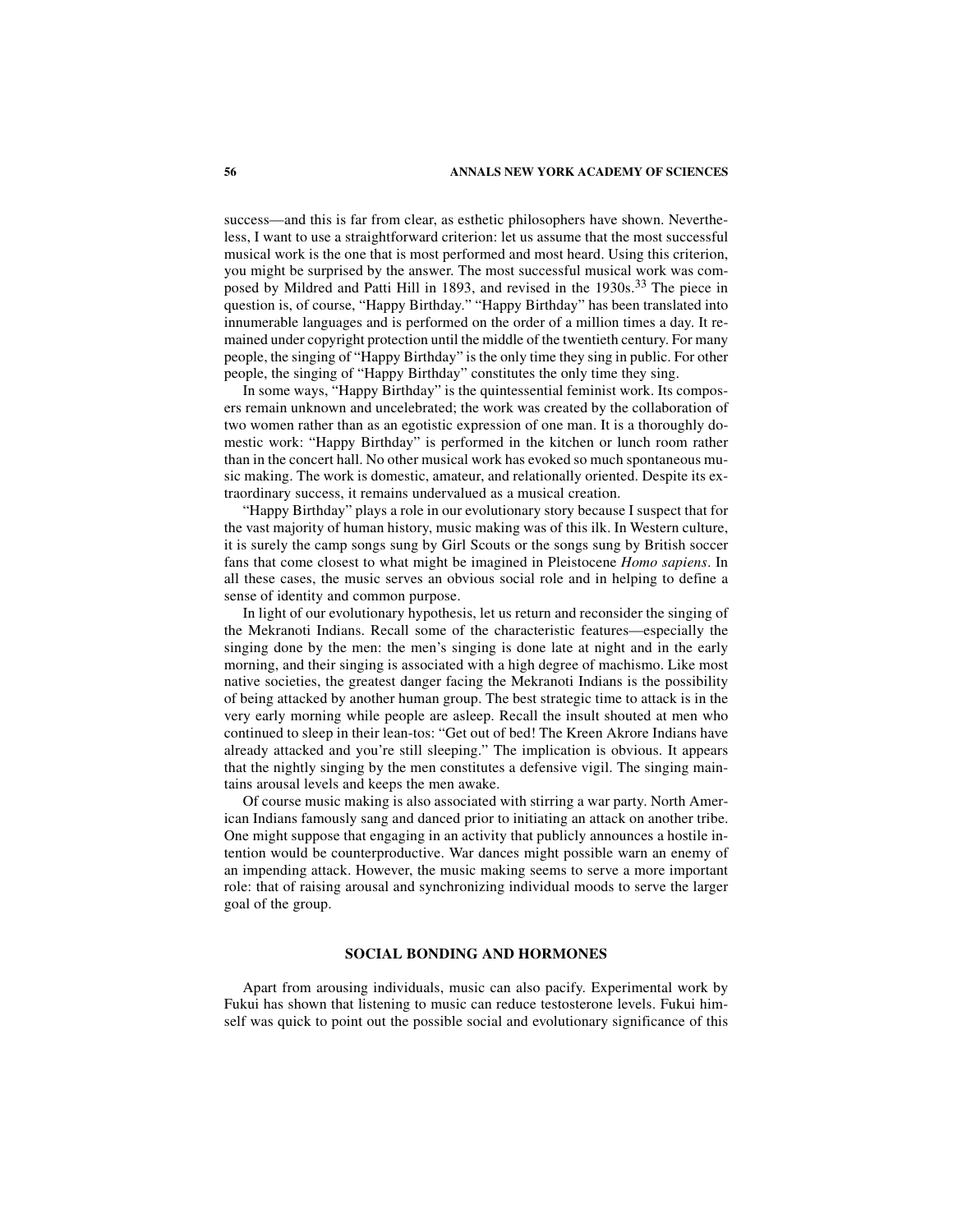success—and this is far from clear, as esthetic philosophers have shown. Nevertheless, I want to use a straightforward criterion: let us assume that the most successful musical work is the one that is most performed and most heard. Using this criterion, you might be surprised by the answer. The most successful musical work was composed by Mildred and Patti Hill in 1893, and revised in the 1930s.[33] The piece in question is, of course, "Happy Birthday." "Happy Birthday" has been translated into innumerable languages and is performed on the order of a million times a day. It remained under copyright protection until the middle of the twentieth century. For many people, the singing of "Happy Birthday" is the only time they sing in public. For other people, the singing of "Happy Birthday" constitutes the only time they sing.

In some ways, "Happy Birthday" is the quintessential feminist work. Its composers remain unknown and uncelebrated; the work was created by the collaboration of two women rather than as an egotistic expression of one man. It is a thoroughly domestic work: "Happy Birthday" is performed in the kitchen or lunch room rather than in the concert hall. No other musical work has evoked so much spontaneous music making. The work is domestic, amateur, and relationally oriented. Despite its extraordinary success, it remains undervalued as a musical creation.

"Happy Birthday" plays a role in our evolutionary story because I suspect that for the vast majority of human history, music making was of this ilk. In Western culture, it is surely the camp songs sung by Girl Scouts or the songs sung by British soccer fans that come closest to what might be imagined in Pleistocene *Homo sapiens*. In all these cases, the music serves an obvious social role and in helping to define a sense of identity and common purpose.

In light of our evolutionary hypothesis, let us return and reconsider the singing of the Mekranoti Indians. Recall some of the characteristic features—especially the singing done by the men: the men's singing is done late at night and in the early morning, and their singing is associated with a high degree of machismo. Like most native societies, the greatest danger facing the Mekranoti Indians is the possibility of being attacked by another human group. The best strategic time to attack is in the very early morning while people are asleep. Recall the insult shouted at men who continued to sleep in their lean-tos: "Get out of bed! The Kreen Akrore Indians have already attacked and you're still sleeping." The implication is obvious. It appears that the nightly singing by the men constitutes a defensive vigil. The singing maintains arousal levels and keeps the men awake.

Of course music making is also associated with stirring a war party. North American Indians famously sang and danced prior to initiating an attack on another tribe. One might suppose that engaging in an activity that publicly announces a hostile intention would be counterproductive. War dances might possible warn an enemy of an impending attack. However, the music making seems to serve a more important role: that of raising arousal and synchronizing individual moods to serve the larger goal of the group.

## SOCIAL BONDING AND HORMONES

Apart from arousing individuals, music can also pacify. Experimental work by Fukui has shown that listening to music can reduce testosterone levels. Fukui himself was quick to point out the possible social and evolutionary significance of this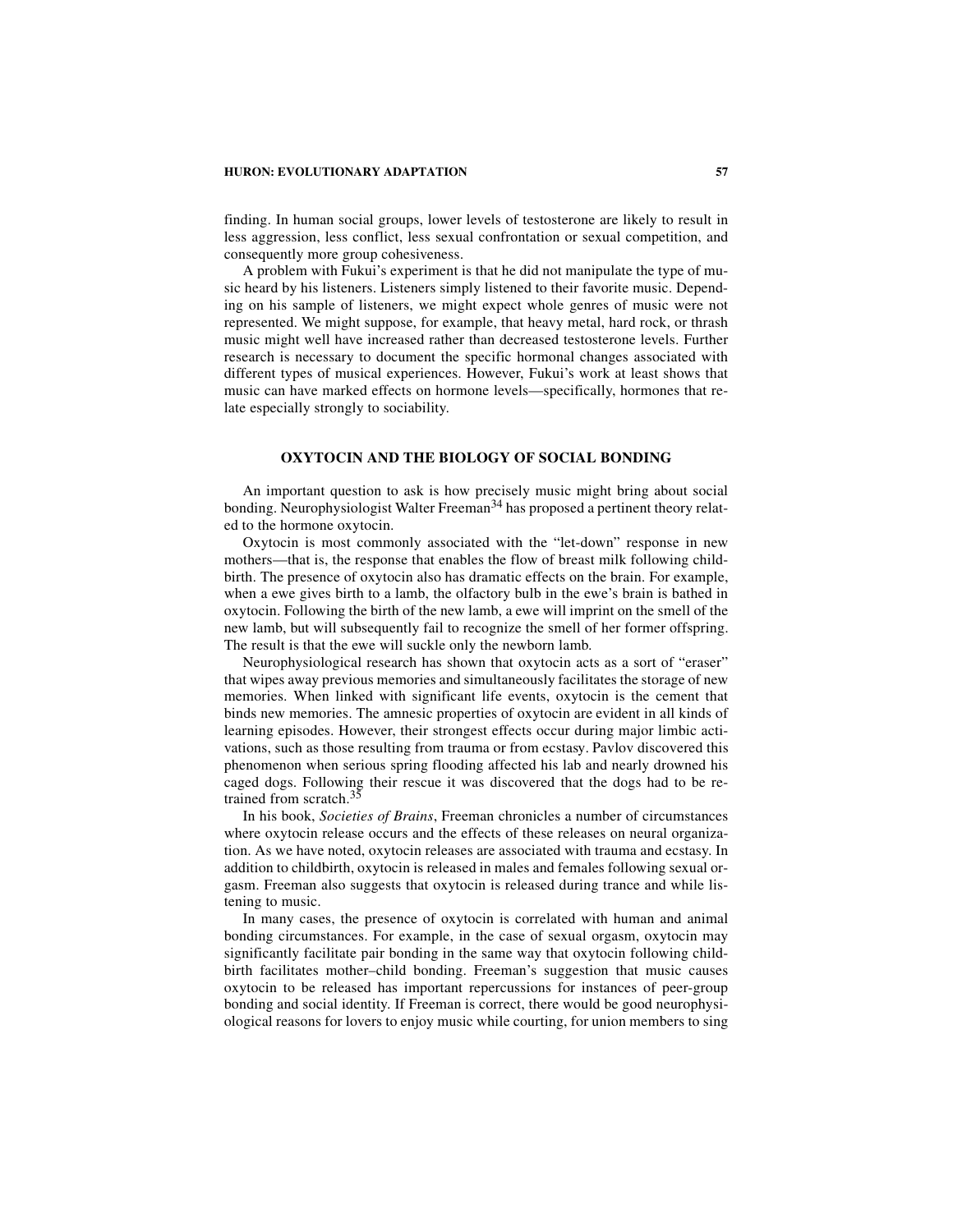finding. In human social groups, lower levels of testosterone are likely to result in less aggression, less conflict, less sexual confrontation or sexual competition, and consequently more group cohesiveness.

A problem with Fukui's experiment is that he did not manipulate the type of music heard by his listeners. Listeners simply listened to their favorite music. Depending on his sample of listeners, we might expect whole genres of music were not represented. We might suppose, for example, that heavy metal, hard rock, or thrash music might well have increased rather than decreased testosterone levels. Further research is necessary to document the specific hormonal changes associated with different types of musical experiences. However, Fukui's work at least shows that music can have marked effects on hormone levels—specifically, hormones that relate especially strongly to sociability.

## OXYTOCIN AND THE BIOLOGY OF SOCIAL BONDING

An important question to ask is how precisely music might bring about social bonding. Neurophysiologist Walter Freeman[34] has proposed a pertinent theory related to the hormone oxytocin.

Oxytocin is most commonly associated with the "let-down" response in new mothers—that is, the response that enables the flow of breast milk following childbirth. The presence of oxytocin also has dramatic effects on the brain. For example, when a ewe gives birth to a lamb, the olfactory bulb in the ewe's brain is bathed in oxytocin. Following the birth of the new lamb, a ewe will imprint on the smell of the new lamb, but will subsequently fail to recognize the smell of her former offspring. The result is that the ewe will suckle only the newborn lamb.

Neurophysiological research has shown that oxytocin acts as a sort of "eraser" that wipes away previous memories and simultaneously facilitates the storage of new memories. When linked with significant life events, oxytocin is the cement that binds new memories. The amnesic properties of oxytocin are evident in all kinds of learning episodes. However, their strongest effects occur during major limbic activations, such as those resulting from trauma or from ecstasy. Pavlov discovered this phenomenon when serious spring flooding affected his lab and nearly drowned his caged dogs. Following their rescue it was discovered that the dogs had to be retrained from scratch.[35]

In his book, *Societies of Brains*, Freeman chronicles a number of circumstances where oxytocin release occurs and the effects of these releases on neural organization. As we have noted, oxytocin releases are associated with trauma and ecstasy. In addition to childbirth, oxytocin is released in males and females following sexual orgasm. Freeman also suggests that oxytocin is released during trance and while listening to music.

In many cases, the presence of oxytocin is correlated with human and animal bonding circumstances. For example, in the case of sexual orgasm, oxytocin may significantly facilitate pair bonding in the same way that oxytocin following childbirth facilitates mother–child bonding. Freeman's suggestion that music causes oxytocin to be released has important repercussions for instances of peer-group bonding and social identity. If Freeman is correct, there would be good neurophysiological reasons for lovers to enjoy music while courting, for union members to sing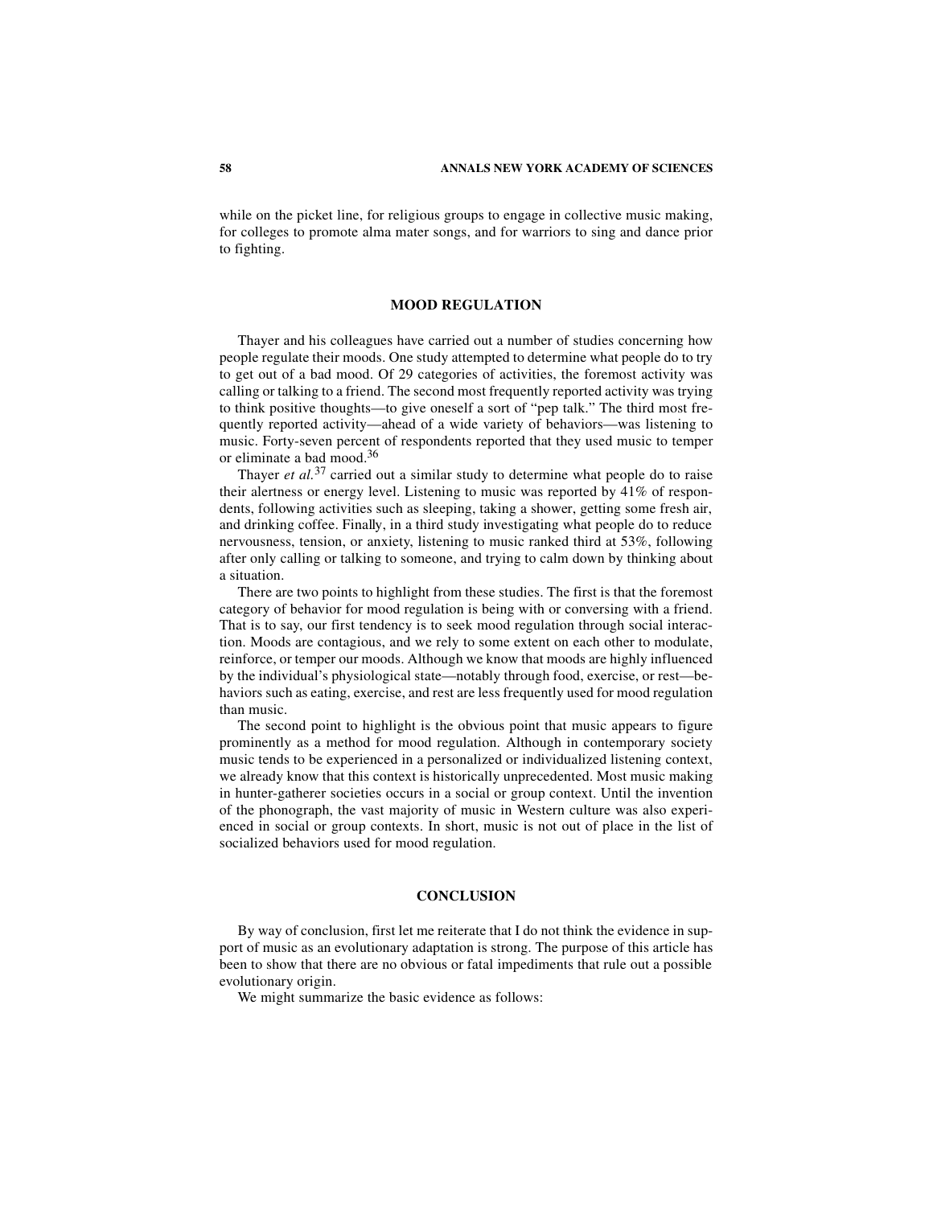while on the picket line, for religious groups to engage in collective music making, for colleges to promote alma mater songs, and for warriors to sing and dance prior to fighting.

## MOOD REGULATION

Thayer and his colleagues have carried out a number of studies concerning how people regulate their moods. One study attempted to determine what people do to try to get out of a bad mood. Of 29 categories of activities, the foremost activity was calling or talking to a friend. The second most frequently reported activity was trying to think positive thoughts—to give oneself a sort of "pep talk." The third most frequently reported activity—ahead of a wide variety of behaviors—was listening to music. Forty-seven percent of respondents reported that they used music to temper or eliminate a bad mood.[36]

Thayer *et al.*[37] carried out a similar study to determine what people do to raise their alertness or energy level. Listening to music was reported by 41% of respondents, following activities such as sleeping, taking a shower, getting some fresh air, and drinking coffee. Finally, in a third study investigating what people do to reduce nervousness, tension, or anxiety, listening to music ranked third at 53%, following after only calling or talking to someone, and trying to calm down by thinking about a situation.

There are two points to highlight from these studies. The first is that the foremost category of behavior for mood regulation is being with or conversing with a friend. That is to say, our first tendency is to seek mood regulation through social interaction. Moods are contagious, and we rely to some extent on each other to modulate, reinforce, or temper our moods. Although we know that moods are highly influenced by the individual's physiological state—notably through food, exercise, or rest—behaviors such as eating, exercise, and rest are less frequently used for mood regulation than music.

The second point to highlight is the obvious point that music appears to figure prominently as a method for mood regulation. Although in contemporary society music tends to be experienced in a personalized or individualized listening context, we already know that this context is historically unprecedented. Most music making in hunter-gatherer societies occurs in a social or group context. Until the invention of the phonograph, the vast majority of music in Western culture was also experienced in social or group contexts. In short, music is not out of place in the list of socialized behaviors used for mood regulation.

## CONCLUSION

By way of conclusion, first let me reiterate that I do not think the evidence in support of music as an evolutionary adaptation is strong. The purpose of this article has been to show that there are no obvious or fatal impediments that rule out a possible evolutionary origin.

We might summarize the basic evidence as follows: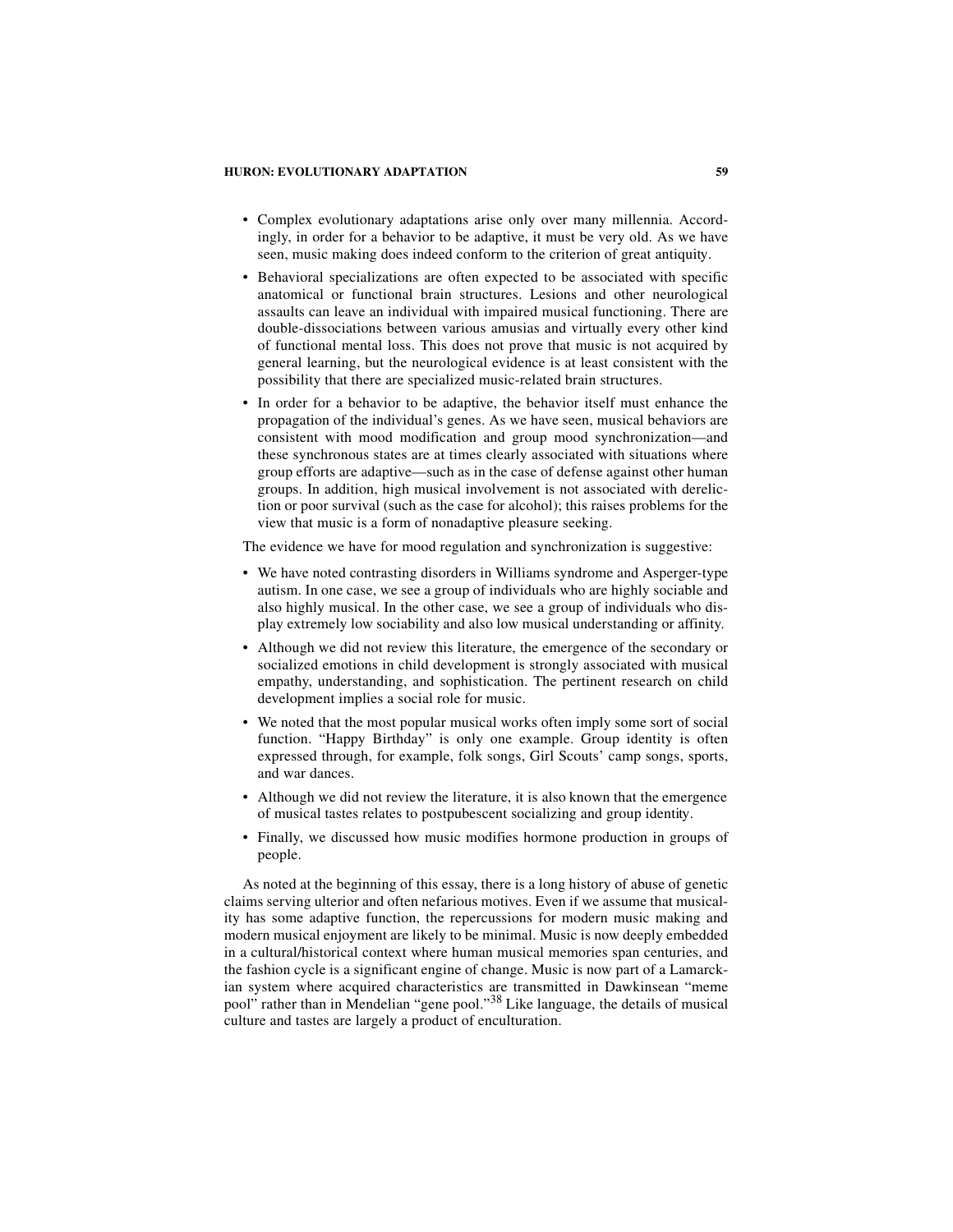- Complex evolutionary adaptations arise only over many millennia. Accordingly, in order for a behavior to be adaptive, it must be very old. As we have seen, music making does indeed conform to the criterion of great antiquity.
- Behavioral specializations are often expected to be associated with specific anatomical or functional brain structures. Lesions and other neurological assaults can leave an individual with impaired musical functioning. There are double-dissociations between various amusias and virtually every other kind of functional mental loss. This does not prove that music is not acquired by general learning, but the neurological evidence is at least consistent with the possibility that there are specialized music-related brain structures.
- In order for a behavior to be adaptive, the behavior itself must enhance the propagation of the individual's genes. As we have seen, musical behaviors are consistent with mood modification and group mood synchronization—and these synchronous states are at times clearly associated with situations where group efforts are adaptive—such as in the case of defense against other human groups. In addition, high musical involvement is not associated with dereliction or poor survival (such as the case for alcohol); this raises problems for the view that music is a form of nonadaptive pleasure seeking.

The evidence we have for mood regulation and synchronization is suggestive:

- We have noted contrasting disorders in Williams syndrome and Asperger-type autism. In one case, we see a group of individuals who are highly sociable and also highly musical. In the other case, we see a group of individuals who display extremely low sociability and also low musical understanding or affinity.
- Although we did not review this literature, the emergence of the secondary or socialized emotions in child development is strongly associated with musical empathy, understanding, and sophistication. The pertinent research on child development implies a social role for music.
- We noted that the most popular musical works often imply some sort of social function. "Happy Birthday" is only one example. Group identity is often expressed through, for example, folk songs, Girl Scouts' camp songs, sports, and war dances.
- Although we did not review the literature, it is also known that the emergence of musical tastes relates to postpubescent socializing and group identity.
- Finally, we discussed how music modifies hormone production in groups of people.

As noted at the beginning of this essay, there is a long history of abuse of genetic claims serving ulterior and often nefarious motives. Even if we assume that musicality has some adaptive function, the repercussions for modern music making and modern musical enjoyment are likely to be minimal. Music is now deeply embedded in a cultural/historical context where human musical memories span centuries, and the fashion cycle is a significant engine of change. Music is now part of a Lamarckian system where acquired characteristics are transmitted in Dawkinsean "meme pool" rather than in Mendelian "gene pool."[38] Like language, the details of musical culture and tastes are largely a product of enculturation.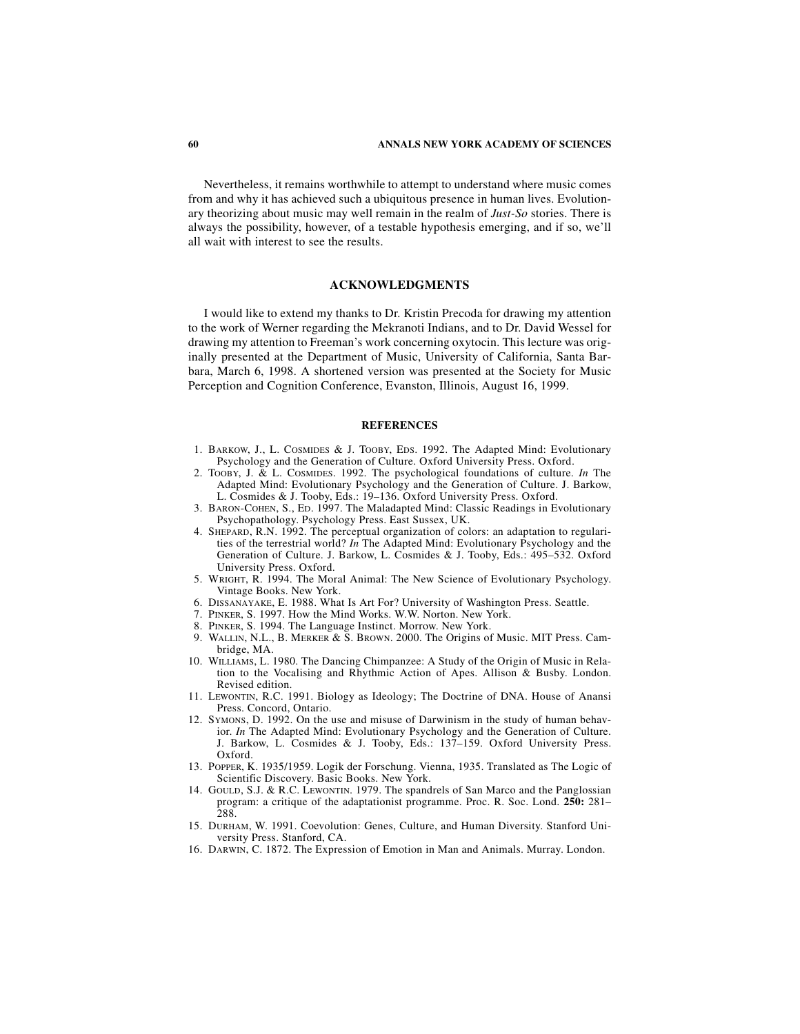Nevertheless, it remains worthwhile to attempt to understand where music comes from and why it has achieved such a ubiquitous presence in human lives. Evolutionary theorizing about music may well remain in the realm of *Just-So* stories. There is always the possibility, however, of a testable hypothesis emerging, and if so, we'll all wait with interest to see the results.

## ACKNOWLEDGMENTS

I would like to extend my thanks to Dr. Kristin Precoda for drawing my attention to the work of Werner regarding the Mekranoti Indians, and to Dr. David Wessel for drawing my attention to Freeman's work concerning oxytocin. This lecture was originally presented at the Department of Music, University of California, Santa Barbara, March 6, 1998. A shortened version was presented at the Society for Music Perception and Cognition Conference, Evanston, Illinois, August 16, 1999.

## REFERENCES

1. Barkow, J., L. Cosmides & J. Tooby, Eds. 1992. The Adapted Mind: Evolutionary Psychology and the Generation of Culture. Oxford University Press. Oxford.
2. Tooby, J. & L. Cosmides. 1992. The psychological foundations of culture. *In* The Adapted Mind: Evolutionary Psychology and the Generation of Culture. J. Barkow, L. Cosmides & J. Tooby, Eds.: 19–136. Oxford University Press. Oxford.
3. Baron-Cohen, S., Ed. 1997. The Maladapted Mind: Classic Readings in Evolutionary Psychopathology. Psychology Press. East Sussex, UK.
4. Shepard, R.N. 1992. The perceptual organization of colors: an adaptation to regularities of the terrestrial world? *In* The Adapted Mind: Evolutionary Psychology and the Generation of Culture. J. Barkow, L. Cosmides & J. Tooby, Eds.: 495–532. Oxford University Press. Oxford.
5. Wright, R. 1994. The Moral Animal: The New Science of Evolutionary Psychology. Vintage Books. New York.
6. Dissanayake, E. 1988. What Is Art For? University of Washington Press. Seattle.
7. Pinker, S. 1997. How the Mind Works. W.W. Norton. New York.
8. Pinker, S. 1994. The Language Instinct. Morrow. New York.
9. Wallin, N.L., B. Merker & S. Brown. 2000. The Origins of Music. MIT Press. Cambridge, MA.
10. Williams, L. 1980. The Dancing Chimpanzee: A Study of the Origin of Music in Relation to the Vocalising and Rhythmic Action of Apes. Allison & Busby. London. Revised edition.
11. Lewontin, R.C. 1991. Biology as Ideology; The Doctrine of DNA. House of Anansi Press. Concord, Ontario.
12. Symons, D. 1992. On the use and misuse of Darwinism in the study of human behavior. *In* The Adapted Mind: Evolutionary Psychology and the Generation of Culture. J. Barkow, L. Cosmides & J. Tooby, Eds.: 137–159. Oxford University Press. Oxford.
13. Popper, K. 1935/1959. Logik der Forschung. Vienna, 1935. Translated as The Logic of Scientific Discovery. Basic Books. New York.
14. Gould, S.J. & R.C. Lewontin. 1979. The spandrels of San Marco and the Panglossian program: a critique of the adaptationist programme. Proc. R. Soc. Lond. **250:** 281–288.
15. Durham, W. 1991. Coevolution: Genes, Culture, and Human Diversity. Stanford University Press. Stanford, CA.
16. Darwin, C. 1872. The Expression of Emotion in Man and Animals. Murray. London.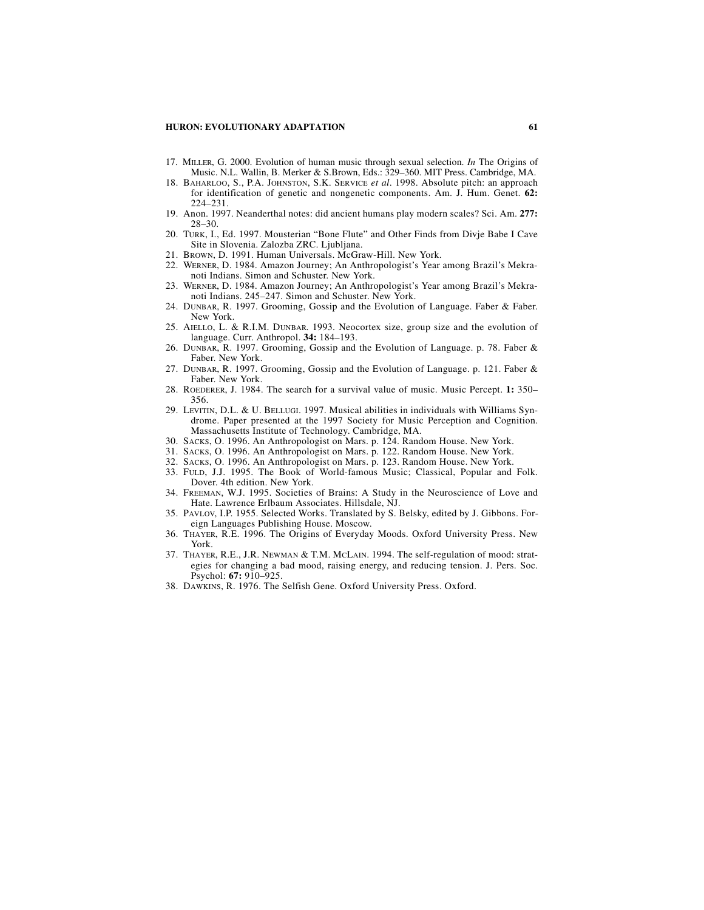17. Miller, G. 2000. Evolution of human music through sexual selection. *In* The Origins of Music. N.L. Wallin, B. Merker & S.Brown, Eds.: 329–360. MIT Press. Cambridge, MA.
18. Baharloo, S., P.A. Johnston, S.K. Service *et al*. 1998. Absolute pitch: an approach for identification of genetic and nongenetic components. Am. J. Hum. Genet. **62:** 224–231.
19. Anon. 1997. Neanderthal notes: did ancient humans play modern scales? Sci. Am. **277:** 28–30.
20. Turk, I., Ed. 1997. Mousterian "Bone Flute" and Other Finds from Divje Babe I Cave Site in Slovenia. Zalozba ZRC. Ljubljana.
21. Brown, D. 1991. Human Universals. McGraw-Hill. New York.
22. Werner, D. 1984. Amazon Journey; An Anthropologist's Year among Brazil's Mekranoti Indians. Simon and Schuster. New York.
23. Werner, D. 1984. Amazon Journey; An Anthropologist's Year among Brazil's Mekranoti Indians. 245–247. Simon and Schuster. New York.
24. Dunbar, R. 1997. Grooming, Gossip and the Evolution of Language. Faber & Faber. New York.
25. Aiello, L. & R.I.M. Dunbar. 1993. Neocortex size, group size and the evolution of language. Curr. Anthropol. **34:** 184–193.
26. Dunbar, R. 1997. Grooming, Gossip and the Evolution of Language. p. 78. Faber & Faber. New York.
27. Dunbar, R. 1997. Grooming, Gossip and the Evolution of Language. p. 121. Faber & Faber. New York.
28. Roederer, J. 1984. The search for a survival value of music. Music Percept. **1:** 350–356.
29. Levitin, D.L. & U. Bellugi. 1997. Musical abilities in individuals with Williams Syndrome. Paper presented at the 1997 Society for Music Perception and Cognition. Massachusetts Institute of Technology. Cambridge, MA.
30. Sacks, O. 1996. An Anthropologist on Mars. p. 124. Random House. New York.
31. Sacks, O. 1996. An Anthropologist on Mars. p. 122. Random House. New York.
32. Sacks, O. 1996. An Anthropologist on Mars. p. 123. Random House. New York.
33. Fuld, J.J. 1995. The Book of World-famous Music; Classical, Popular and Folk. Dover. 4th edition. New York.
34. Freeman, W.J. 1995. Societies of Brains: A Study in the Neuroscience of Love and Hate. Lawrence Erlbaum Associates. Hillsdale, NJ.
35. Pavlov, I.P. 1955. Selected Works. Translated by S. Belsky, edited by J. Gibbons. Foreign Languages Publishing House. Moscow.
36. Thayer, R.E. 1996. The Origins of Everyday Moods. Oxford University Press. New York.
37. Thayer, R.E., J.R. Newman & T.M. McLain. 1994. The self-regulation of mood: strategies for changing a bad mood, raising energy, and reducing tension. J. Pers. Soc. Psychol: **67:** 910–925.
38. Dawkins, R. 1976. The Selfish Gene. Oxford University Press. Oxford.